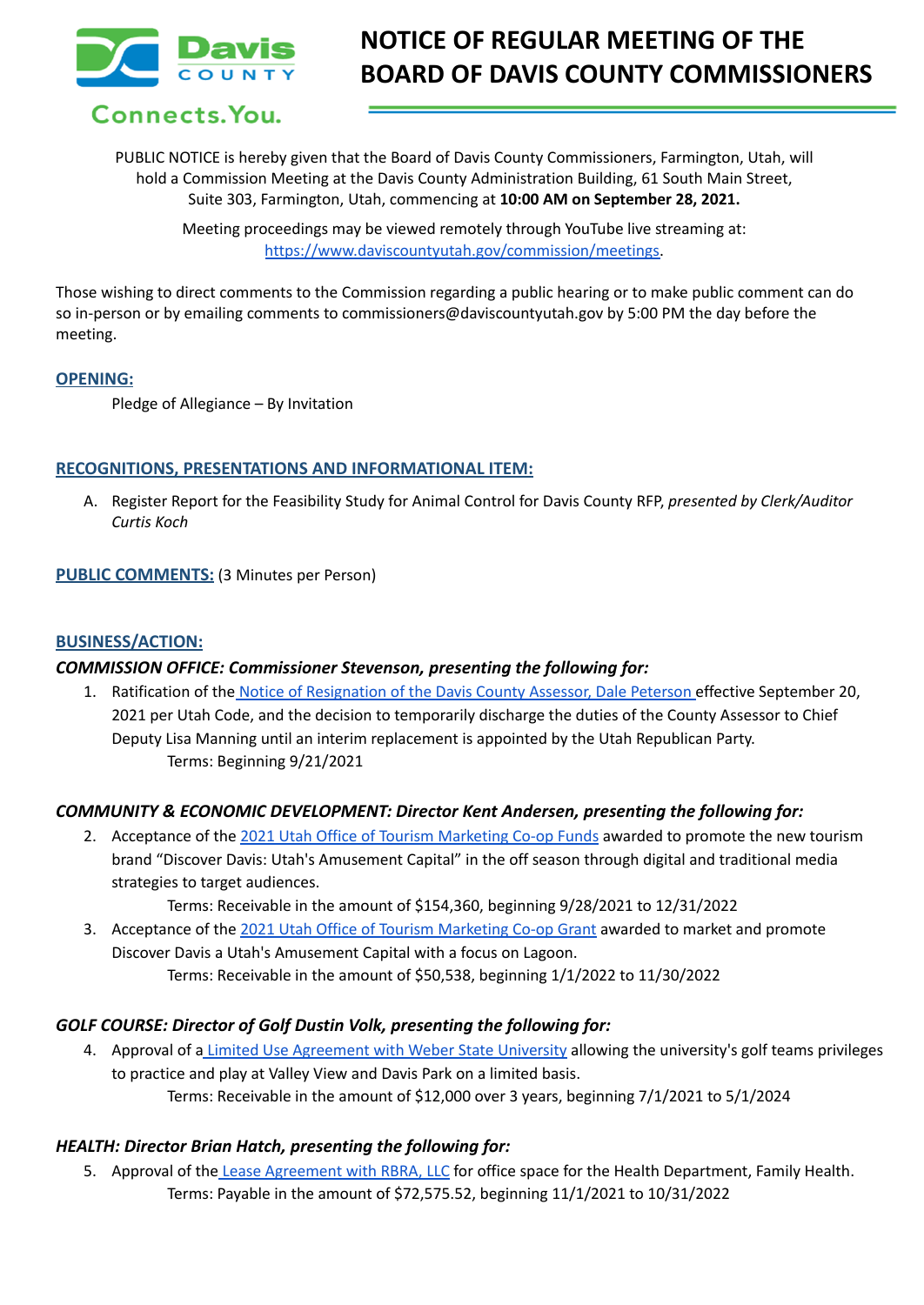Davis COUNTY

Connects.You.

# NOTICE OF REGULAR MEETING OF THE BOARD OF DAVIS COUNTY COMMISSIONERS

PUBLIC NOTICE is hereby given that the Board of Davis County Commissioners, Farmington, Utah, will hold a Commission Meeting at the Davis County Administration Building, 61 South Main Street, Suite 303, Farmington, Utah, commencing at **10:00 AM on September 28, 2021.**

Meeting proceedings may be viewed remotely through YouTube live streaming at: https://www.daviscountyutah.gov/commission/meetings.

Those wishing to direct comments to the Commission regarding a public hearing or to make public comment can do so in-person or by emailing comments to commissioners@daviscountyutah.gov by 5:00 PM the day before the meeting.

## OPENING:

Pledge of Allegiance – By Invitation

## RECOGNITIONS, PRESENTATIONS AND INFORMATIONAL ITEM:

A. Register Report for the Feasibility Study for Animal Control for Davis County RFP, *presented by Clerk/Auditor Curtis Koch*

## PUBLIC COMMENTS: (3 Minutes per Person)

## BUSINESS/ACTION:

### *COMMISSION OFFICE: Commissioner Stevenson, presenting the following for:*

1. Ratification of the Notice of Resignation of the Davis County Assessor, Dale Peterson effective September 20, 2021 per Utah Code, and the decision to temporarily discharge the duties of the County Assessor to Chief Deputy Lisa Manning until an interim replacement is appointed by the Utah Republican Party.
   Terms: Beginning 9/21/2021

### *COMMUNITY & ECONOMIC DEVELOPMENT: Director Kent Andersen, presenting the following for:*

2. Acceptance of the 2021 Utah Office of Tourism Marketing Co-op Funds awarded to promote the new tourism brand "Discover Davis: Utah's Amusement Capital" in the off season through digital and traditional media strategies to target audiences.
   Terms: Receivable in the amount of $154,360, beginning 9/28/2021 to 12/31/2022
3. Acceptance of the 2021 Utah Office of Tourism Marketing Co-op Grant awarded to market and promote Discover Davis a Utah's Amusement Capital with a focus on Lagoon.
   Terms: Receivable in the amount of $50,538, beginning 1/1/2022 to 11/30/2022

### *GOLF COURSE: Director of Golf Dustin Volk, presenting the following for:*

4. Approval of a Limited Use Agreement with Weber State University allowing the university's golf teams privileges to practice and play at Valley View and Davis Park on a limited basis.
   Terms: Receivable in the amount of $12,000 over 3 years, beginning 7/1/2021 to 5/1/2024

### *HEALTH: Director Brian Hatch, presenting the following for:*

5. Approval of the Lease Agreement with RBRA, LLC for office space for the Health Department, Family Health.
   Terms: Payable in the amount of $72,575.52, beginning 11/1/2021 to 10/31/2022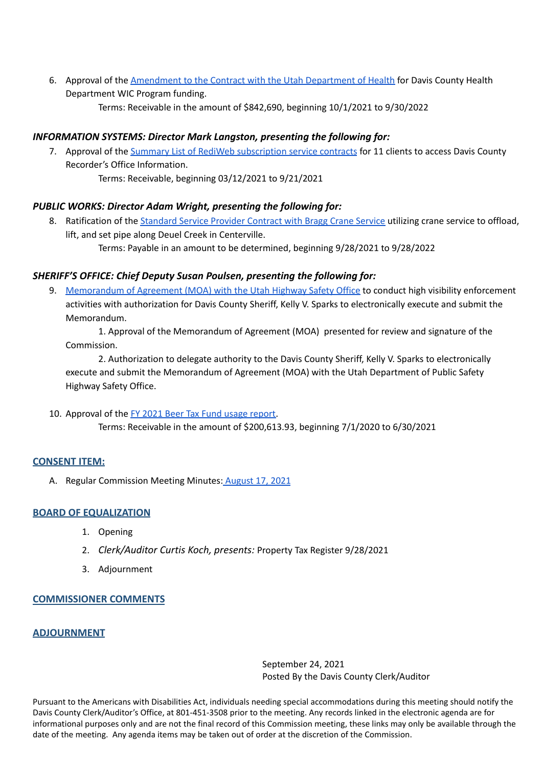6. Approval of the Amendment to the Contract with the Utah Department of Health for Davis County Health Department WIC Program funding.
   Terms: Receivable in the amount of $842,690, beginning 10/1/2021 to 9/30/2022

### *INFORMATION SYSTEMS: Director Mark Langston, presenting the following for:*

7. Approval of the Summary List of RediWeb subscription service contracts for 11 clients to access Davis County Recorder's Office Information.
   Terms: Receivable, beginning 03/12/2021 to 9/21/2021

### *PUBLIC WORKS: Director Adam Wright, presenting the following for:*

8. Ratification of the Standard Service Provider Contract with Bragg Crane Service utilizing crane service to offload, lift, and set pipe along Deuel Creek in Centerville.
   Terms: Payable in an amount to be determined, beginning 9/28/2021 to 9/28/2022

### *SHERIFF'S OFFICE: Chief Deputy Susan Poulsen, presenting the following for:*

9. Memorandum of Agreement (MOA) with the Utah Highway Safety Office to conduct high visibility enforcement activities with authorization for Davis County Sheriff, Kelly V. Sparks to electronically execute and submit the Memorandum.
   1. Approval of the Memorandum of Agreement (MOA) presented for review and signature of the Commission.
   2. Authorization to delegate authority to the Davis County Sheriff, Kelly V. Sparks to electronically execute and submit the Memorandum of Agreement (MOA) with the Utah Department of Public Safety Highway Safety Office.

10. Approval of the FY 2021 Beer Tax Fund usage report.
    Terms: Receivable in the amount of $200,613.93, beginning 7/1/2020 to 6/30/2021

## CONSENT ITEM:

A. Regular Commission Meeting Minutes: August 17, 2021

## BOARD OF EQUALIZATION

1. Opening
2. *Clerk/Auditor Curtis Koch, presents:* Property Tax Register 9/28/2021
3. Adjournment

## COMMISSIONER COMMENTS

## ADJOURNMENT

September 24, 2021
Posted By the Davis County Clerk/Auditor

Pursuant to the Americans with Disabilities Act, individuals needing special accommodations during this meeting should notify the Davis County Clerk/Auditor's Office, at 801-451-3508 prior to the meeting. Any records linked in the electronic agenda are for informational purposes only and are not the final record of this Commission meeting, these links may only be available through the date of the meeting. Any agenda items may be taken out of order at the discretion of the Commission.